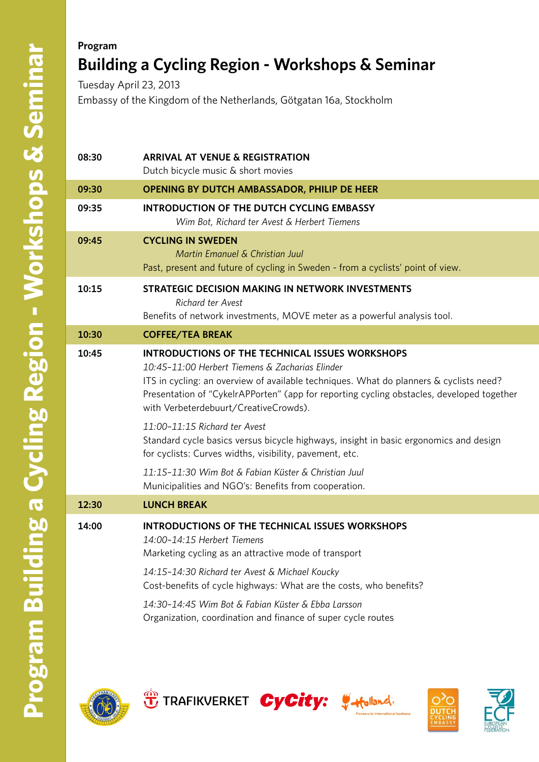**Program**

# Building a Cycling Region - Workshops & Seminar

Tuesday April 23, 2013

Embassy of the Kingdom of the Netherlands, Götgatan 16a, Stockholm

| | |
|---|---|
| 08:30 | **ARRIVAL AT VENUE & REGISTRATION**<br>Dutch bicycle music & short movies |
| 09:30 | **OPENING BY DUTCH AMBASSADOR, PHILIP DE HEER** |
| 09:35 | **INTRODUCTION OF THE DUTCH CYCLING EMBASSY**<br>*Wim Bot, Richard ter Avest & Herbert Tiemens* |
| 09:45 | **CYCLING IN SWEDEN**<br>*Martin Emanuel & Christian Juul*<br>Past, present and future of cycling in Sweden - from a cyclists' point of view. |
| 10:15 | **STRATEGIC DECISION MAKING IN NETWORK INVESTMENTS**<br>*Richard ter Avest*<br>Benefits of network investments, MOVE meter as a powerful analysis tool. |
| 10:30 | **COFFEE/TEA BREAK** |
| 10:45 | **INTRODUCTIONS OF THE TECHNICAL ISSUES WORKSHOPS**<br>*10:45–11:00 Herbert Tiemens & Zacharias Elinder*<br>ITS in cycling: an overview of available techniques. What do planners & cyclists need? Presentation of "CykelrAPPorten" (app for reporting cycling obstacles, developed together with Verbeterdebuurt/CreativeCrowds).<br><br>*11:00–11:15 Richard ter Avest*<br>Standard cycle basics versus bicycle highways, insight in basic ergonomics and design for cyclists: Curves widths, visibility, pavement, etc.<br><br>*11:15–11:30 Wim Bot & Fabian Küster & Christian Juul*<br>Municipalities and NGO's: Benefits from cooperation. |
| 12:30 | **LUNCH BREAK** |
| 14:00 | **INTRODUCTIONS OF THE TECHNICAL ISSUES WORKSHOPS**<br>*14:00–14:15 Herbert Tiemens*<br>Marketing cycling as an attractive mode of transport<br><br>*14:15–14:30 Richard ter Avest & Michael Koucky*<br>Cost-benefits of cycle highways: What are the costs, who benefits?<br><br>*14:30–14:45 Wim Bot & Fabian Küster & Ebba Larsson*<br>Organization, coordination and finance of super cycle routes |

TRAFIKVERKET CyCity: Holland. Pioneers in international business DUTCH CYCLING EMBASSY ECF EUROPEAN CYCLISTS' FEDERATION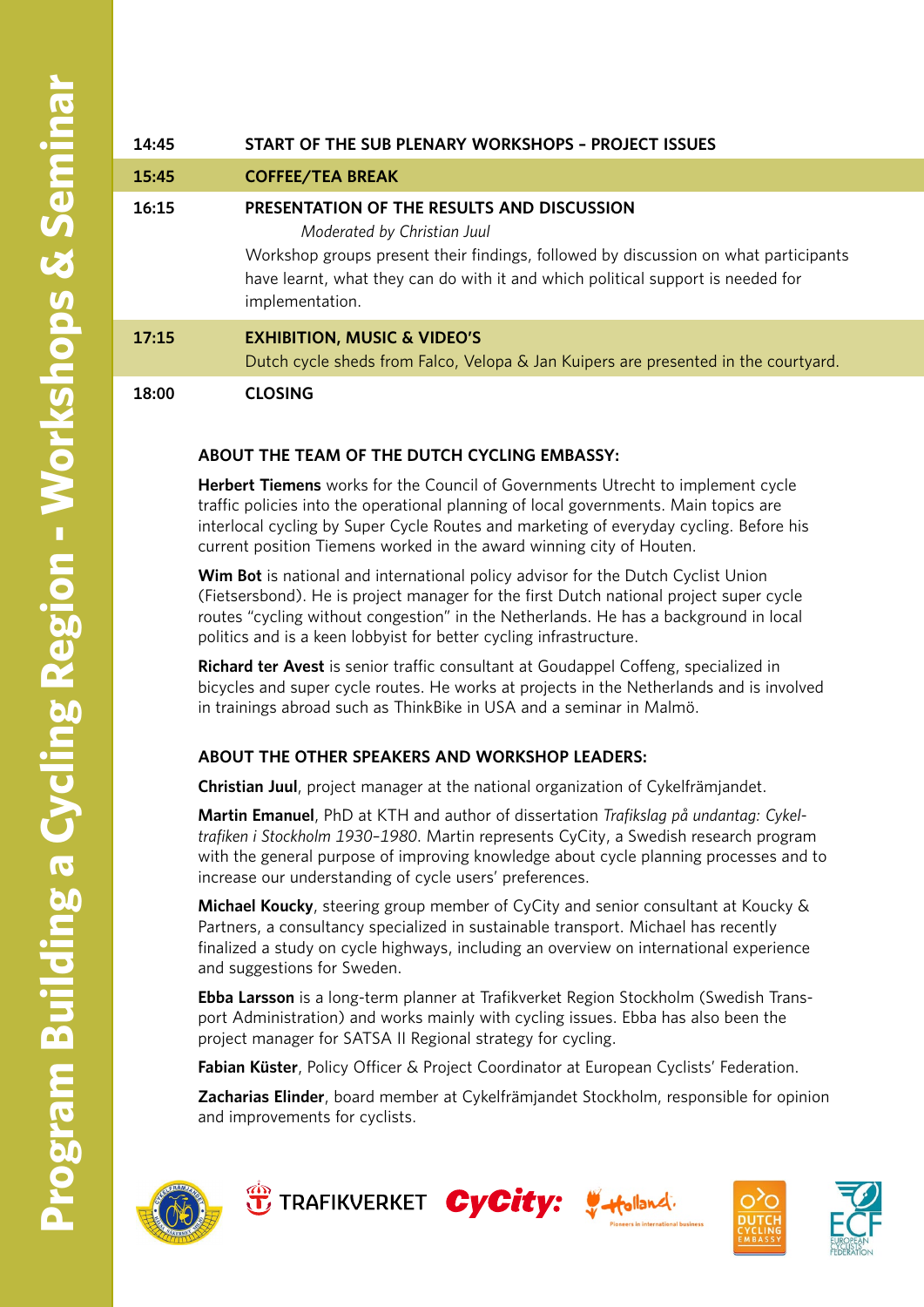| | |
|---|---|
| 14:45 | **START OF THE SUB PLENARY WORKSHOPS – PROJECT ISSUES** |
| 15:45 | **COFFEE/TEA BREAK** |
| 16:15 | **PRESENTATION OF THE RESULTS AND DISCUSSION**<br>*Moderated by Christian Juul*<br>Workshop groups present their findings, followed by discussion on what participants have learnt, what they can do with it and which political support is needed for implementation. |
| 17:15 | **EXHIBITION, MUSIC & VIDEO'S**<br>Dutch cycle sheds from Falco, Velopa & Jan Kuipers are presented in the courtyard. |
| 18:00 | **CLOSING** |

## ABOUT THE TEAM OF THE DUTCH CYCLING EMBASSY:

**Herbert Tiemens** works for the Council of Governments Utrecht to implement cycle traffic policies into the operational planning of local governments. Main topics are interlocal cycling by Super Cycle Routes and marketing of everyday cycling. Before his current position Tiemens worked in the award winning city of Houten.

**Wim Bot** is national and international policy advisor for the Dutch Cyclist Union (Fietsersbond). He is project manager for the first Dutch national project super cycle routes "cycling without congestion" in the Netherlands. He has a background in local politics and is a keen lobbyist for better cycling infrastructure.

**Richard ter Avest** is senior traffic consultant at Goudappel Coffeng, specialized in bicycles and super cycle routes. He works at projects in the Netherlands and is involved in trainings abroad such as ThinkBike in USA and a seminar in Malmö.

## ABOUT THE OTHER SPEAKERS AND WORKSHOP LEADERS:

**Christian Juul**, project manager at the national organization of Cykelfrämjandet.

**Martin Emanuel**, PhD at KTH and author of dissertation *Trafikslag på undantag: Cykeltrafiken i Stockholm 1930–1980*. Martin represents CyCity, a Swedish research program with the general purpose of improving knowledge about cycle planning processes and to increase our understanding of cycle users' preferences.

**Michael Koucky**, steering group member of CyCity and senior consultant at Koucky & Partners, a consultancy specialized in sustainable transport. Michael has recently finalized a study on cycle highways, including an overview on international experience and suggestions for Sweden.

**Ebba Larsson** is a long-term planner at Trafikverket Region Stockholm (Swedish Transport Administration) and works mainly with cycling issues. Ebba has also been the project manager for SATSA II Regional strategy for cycling.

**Fabian Küster**, Policy Officer & Project Coordinator at European Cyclists' Federation.

**Zacharias Elinder**, board member at Cykelfrämjandet Stockholm, responsible for opinion and improvements for cyclists.

TRAFIKVERKET CyCity: Holland. Pioneers in international business DUTCH CYCLING EMBASSY ECF EUROPEAN CYCLISTS' FEDERATION